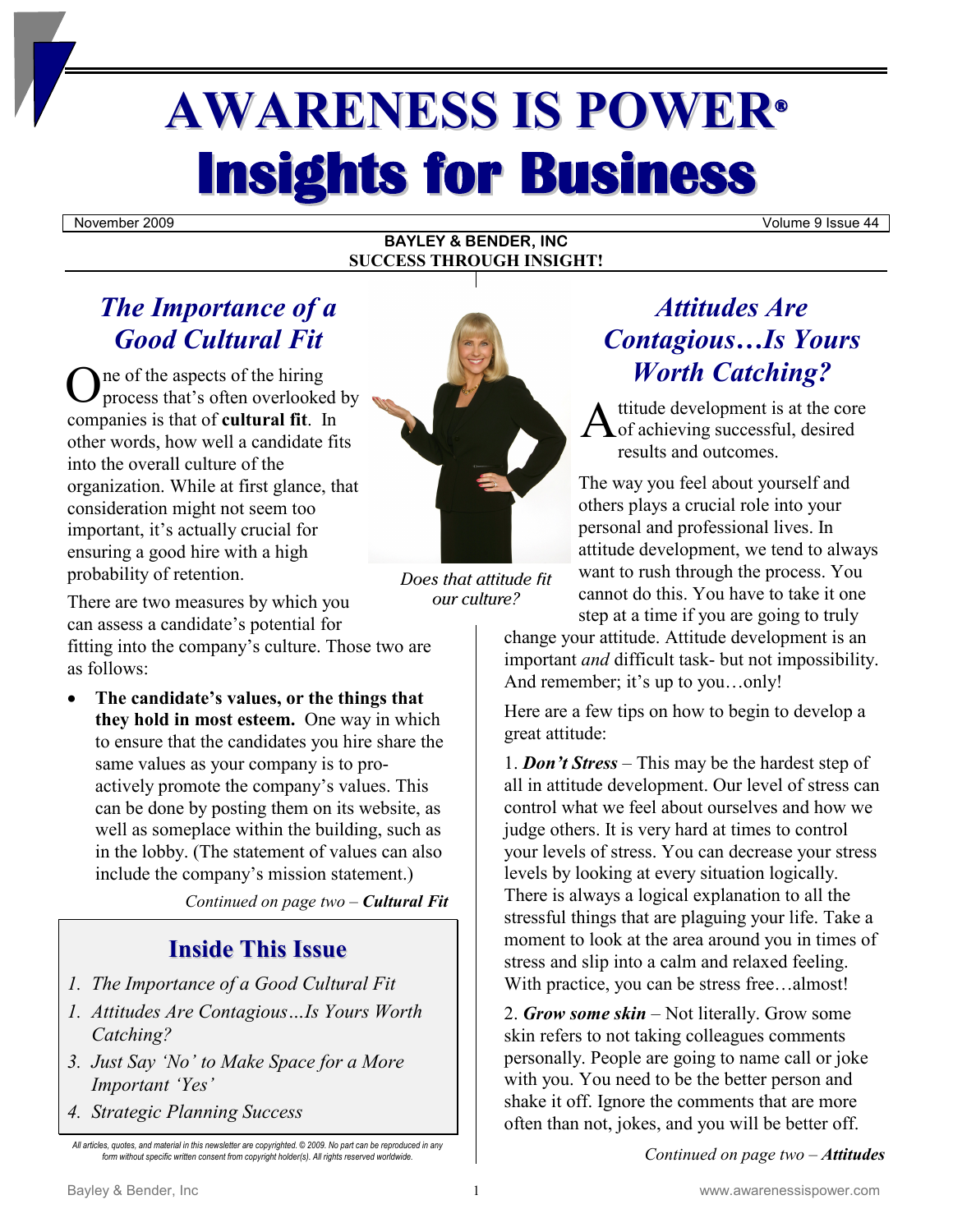# AWARENESS IS POWER®

# Insights for Business

November 2009 | Volume 9 Issue 44

**BAYLEY & BENDER, INC**
**SUCCESS THROUGH INSIGHT!**

## *The Importance of a Good Cultural Fit*

One of the aspects of the hiring process that's often overlooked by companies is that of **cultural fit**. In other words, how well a candidate fits into the overall culture of the organization. While at first glance, that consideration might not seem too important, it's actually crucial for ensuring a good hire with a high probability of retention.

There are two measures by which you can assess a candidate's potential for fitting into the company's culture. Those two are as follows:

- **The candidate's values, or the things that they hold in most esteem.** One way in which to ensure that the candidates you hire share the same values as your company is to pro-actively promote the company's values. This can be done by posting them on its website, as well as someplace within the building, such as in the lobby. (The statement of values can also include the company's mission statement.)

*Continued on page two –* ***Cultural Fit***

*Does that attitude fit our culture?*

## *Attitudes Are Contagious…Is Yours Worth Catching?*

Attitude development is at the core of achieving successful, desired results and outcomes.

The way you feel about yourself and others plays a crucial role into your personal and professional lives. In attitude development, we tend to always want to rush through the process. You cannot do this. You have to take it one step at a time if you are going to truly change your attitude. Attitude development is an important *and* difficult task- but not impossibility. And remember; it's up to you…only!

Here are a few tips on how to begin to develop a great attitude:

1. ***Don't Stress*** – This may be the hardest step of all in attitude development. Our level of stress can control what we feel about ourselves and how we judge others. It is very hard at times to control your levels of stress. You can decrease your stress levels by looking at every situation logically. There is always a logical explanation to all the stressful things that are plaguing your life. Take a moment to look at the area around you in times of stress and slip into a calm and relaxed feeling. With practice, you can be stress free…almost!

2. ***Grow some skin*** – Not literally. Grow some skin refers to not taking colleagues comments personally. People are going to name call or joke with you. You need to be the better person and shake it off. Ignore the comments that are more often than not, jokes, and you will be better off.

*Continued on page two –* ***Attitudes***

## Inside This Issue

1. *The Importance of a Good Cultural Fit*
1. *Attitudes Are Contagious…Is Yours Worth Catching?*
3. *Just Say 'No' to Make Space for a More Important 'Yes'*
4. *Strategic Planning Success*

*All articles, quotes, and material in this newsletter are copyrighted. © 2009. No part can be reproduced in any form without specific written consent from copyright holder(s). All rights reserved worldwide.*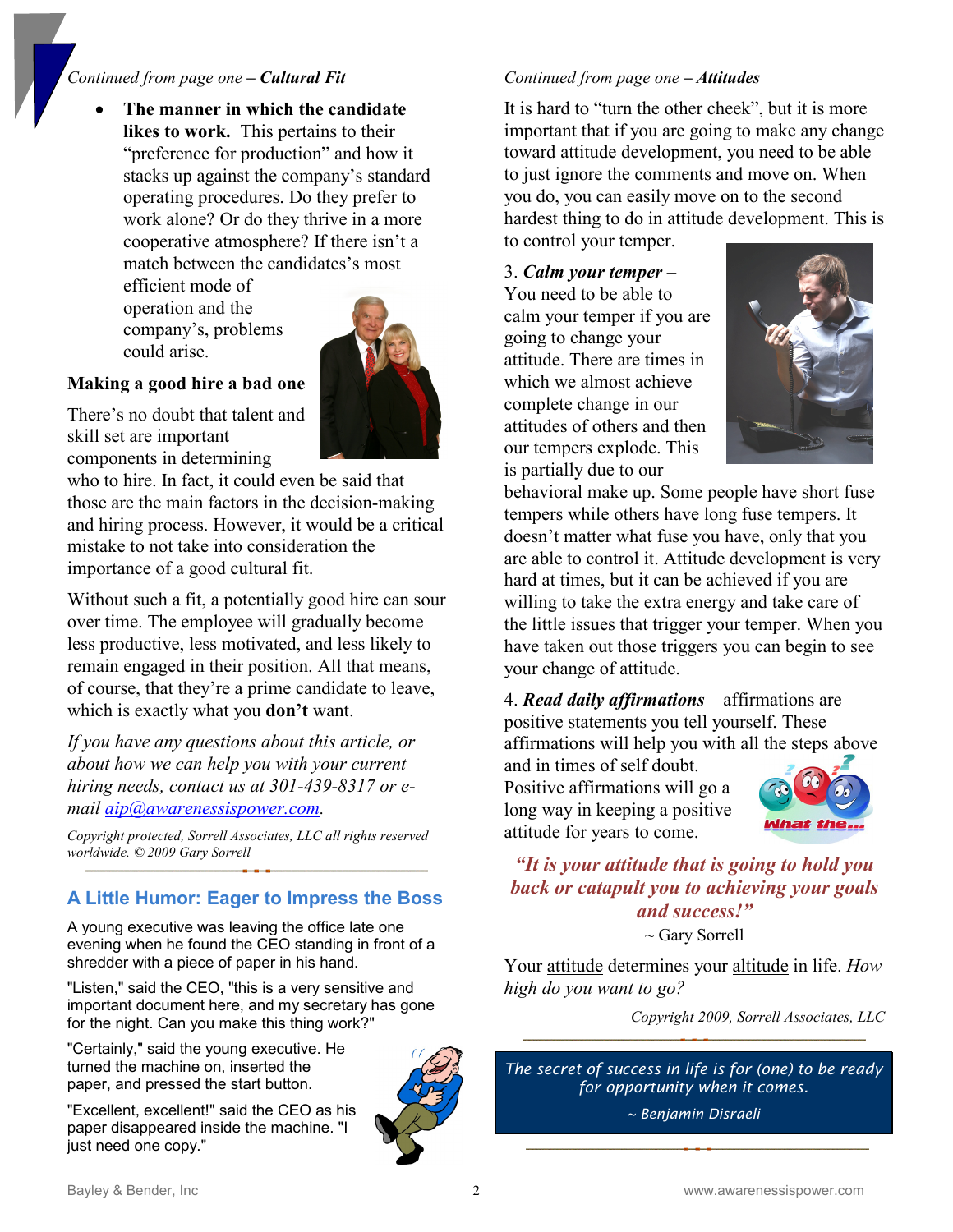*Continued from page one –* ***Cultural Fit***

- **The manner in which the candidate likes to work.** This pertains to their "preference for production" and how it stacks up against the company's standard operating procedures. Do they prefer to work alone? Or do they thrive in a more cooperative atmosphere? If there isn't a match between the candidates's most efficient mode of operation and the company's, problems could arise.

**Making a good hire a bad one**

There's no doubt that talent and skill set are important components in determining who to hire. In fact, it could even be said that those are the main factors in the decision-making and hiring process. However, it would be a critical mistake to not take into consideration the importance of a good cultural fit.

Without such a fit, a potentially good hire can sour over time. The employee will gradually become less productive, less motivated, and less likely to remain engaged in their position. All that means, of course, that they're a prime candidate to leave, which is exactly what you **don't** want.

*If you have any questions about this article, or about how we can help you with your current hiring needs, contact us at 301-439-8317 or e-mail aip@awarenessispower.com.*

*Copyright protected, Sorrell Associates, LLC all rights reserved worldwide. © 2009 Gary Sorrell*

## A Little Humor: Eager to Impress the Boss

A young executive was leaving the office late one evening when he found the CEO standing in front of a shredder with a piece of paper in his hand.

"Listen," said the CEO, "this is a very sensitive and important document here, and my secretary has gone for the night. Can you make this thing work?"

"Certainly," said the young executive. He turned the machine on, inserted the paper, and pressed the start button.

"Excellent, excellent!" said the CEO as his paper disappeared inside the machine. "I just need one copy."

*Continued from page one –* ***Attitudes***

It is hard to "turn the other cheek", but it is more important that if you are going to make any change toward attitude development, you need to be able to just ignore the comments and move on. When you do, you can easily move on to the second hardest thing to do in attitude development. This is to control your temper.

3. ***Calm your temper*** – You need to be able to calm your temper if you are going to change your attitude. There are times in which we almost achieve complete change in our attitudes of others and then our tempers explode. This is partially due to our behavioral make up. Some people have short fuse tempers while others have long fuse tempers. It doesn't matter what fuse you have, only that you are able to control it. Attitude development is very hard at times, but it can be achieved if you are willing to take the extra energy and take care of the little issues that trigger your temper. When you have taken out those triggers you can begin to see your change of attitude.

4. ***Read daily affirmations*** – affirmations are positive statements you tell yourself. These affirmations will help you with all the steps above and in times of self doubt. Positive affirmations will go a long way in keeping a positive attitude for years to come.

***"It is your attitude that is going to hold you back or catapult you to achieving your goals and success!"***

~ Gary Sorrell

Your attitude determines your altitude in life. *How high do you want to go?*

*Copyright 2009, Sorrell Associates, LLC*

*The secret of success in life is for (one) to be ready for opportunity when it comes.*

*~ Benjamin Disraeli*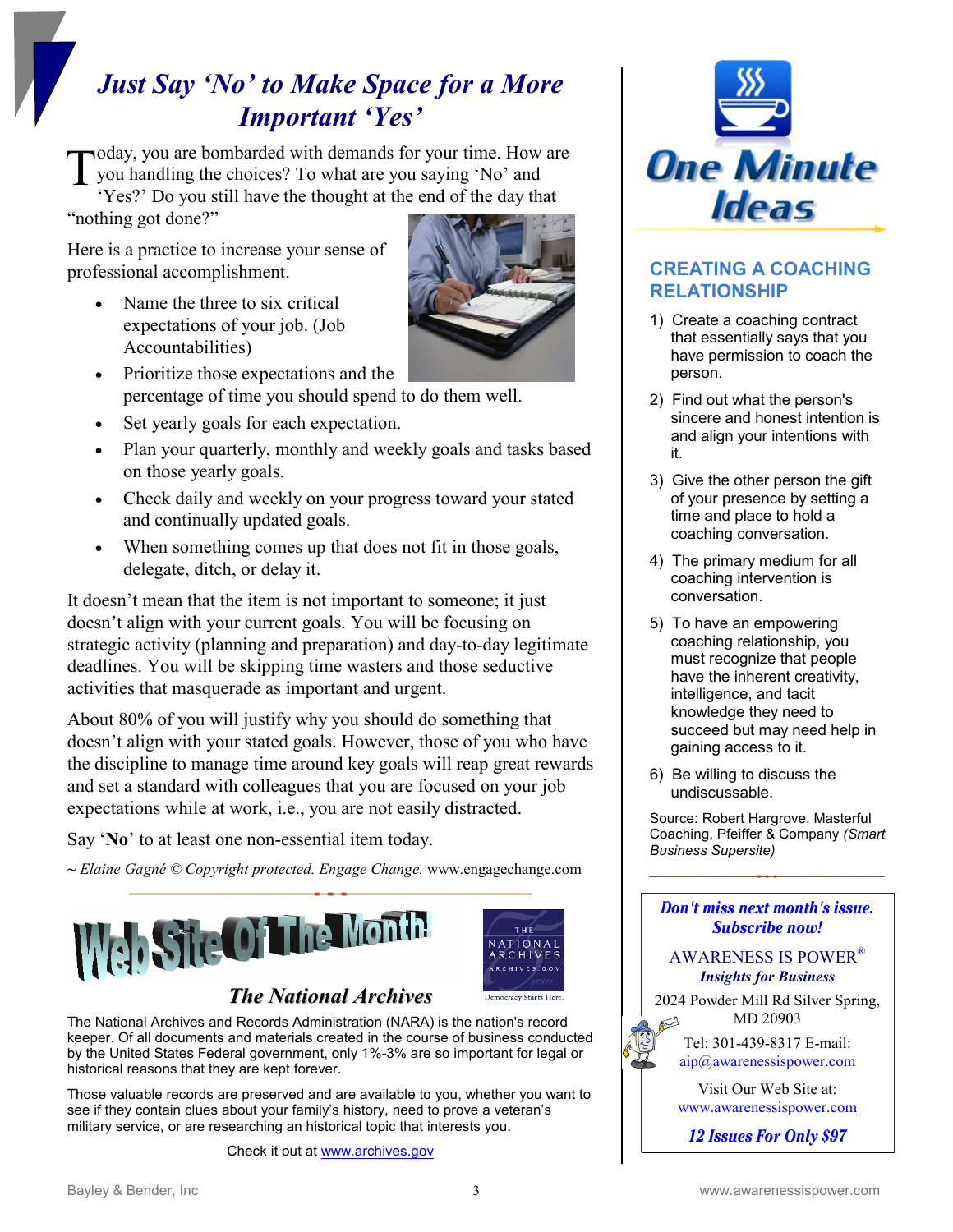# *Just Say 'No' to Make Space for a More Important 'Yes'*

Today, you are bombarded with demands for your time. How are you handling the choices? To what are you saying 'No' and 'Yes?' Do you still have the thought at the end of the day that "nothing got done?"

Here is a practice to increase your sense of professional accomplishment.

- Name the three to six critical expectations of your job. (Job Accountabilities)
- Prioritize those expectations and the percentage of time you should spend to do them well.
- Set yearly goals for each expectation.
- Plan your quarterly, monthly and weekly goals and tasks based on those yearly goals.
- Check daily and weekly on your progress toward your stated and continually updated goals.
- When something comes up that does not fit in those goals, delegate, ditch, or delay it.

It doesn't mean that the item is not important to someone; it just doesn't align with your current goals. You will be focusing on strategic activity (planning and preparation) and day-to-day legitimate deadlines. You will be skipping time wasters and those seductive activities that masquerade as important and urgent.

About 80% of you will justify why you should do something that doesn't align with your stated goals. However, those of you who have the discipline to manage time around key goals will reap great rewards and set a standard with colleagues that you are focused on your job expectations while at work, i.e., you are not easily distracted.

Say '**No**' to at least one non-essential item today.

*~ Elaine Gagné © Copyright protected. Engage Change.* www.engagechange.com

## Web Site Of The Month!

### *The National Archives*

The National Archives — Democracy Starts Here.

The National Archives and Records Administration (NARA) is the nation's record keeper. Of all documents and materials created in the course of business conducted by the United States Federal government, only 1%-3% are so important for legal or historical reasons that they are kept forever.

Those valuable records are preserved and are available to you, whether you want to see if they contain clues about your family's history, need to prove a veteran's military service, or are researching an historical topic that interests you.

Check it out at www.archives.gov

## One Minute Ideas

### CREATING A COACHING RELATIONSHIP

1) Create a coaching contract that essentially says that you have permission to coach the person.
2) Find out what the person's sincere and honest intention is and align your intentions with it.
3) Give the other person the gift of your presence by setting a time and place to hold a coaching conversation.
4) The primary medium for all coaching intervention is conversation.
5) To have an empowering coaching relationship, you must recognize that people have the inherent creativity, intelligence, and tacit knowledge they need to succeed but may need help in gaining access to it.
6) Be willing to discuss the undiscussable.

Source: Robert Hargrove, Masterful Coaching, Pfeiffer & Company *(Smart Business Supersite)*

***Don't miss next month's issue. Subscribe now!***

AWARENESS IS POWER®
***Insights for Business***

2024 Powder Mill Rd Silver Spring, MD 20903

Tel: 301-439-8317 E-mail: aip@awarenessispower.com

Visit Our Web Site at: www.awarenessispower.com

***12 Issues For Only $97***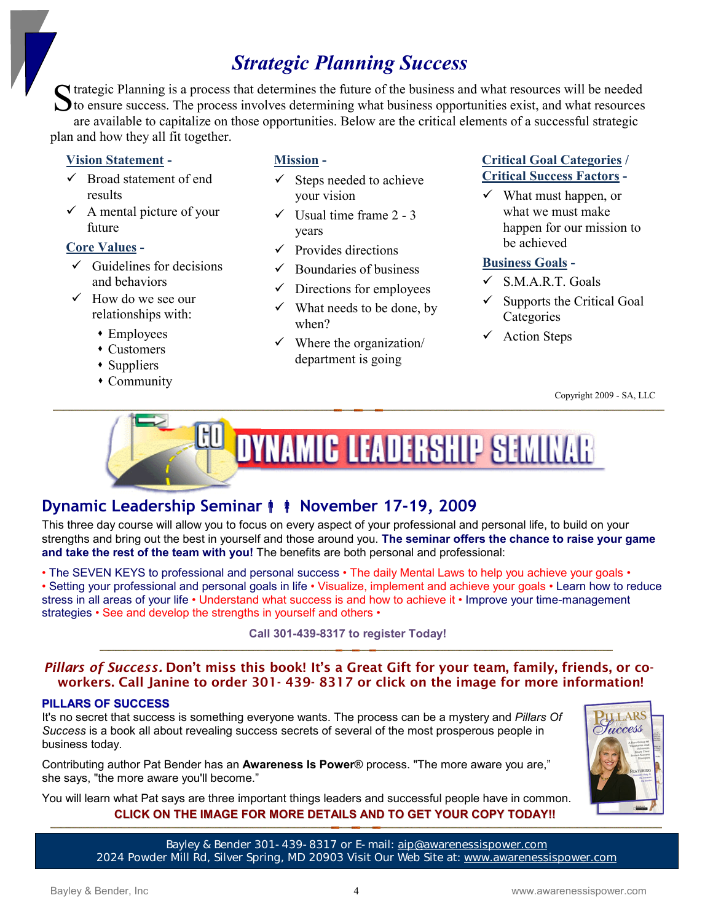# *Strategic Planning Success*

Strategic Planning is a process that determines the future of the business and what resources will be needed to ensure success. The process involves determining what business opportunities exist, and what resources are available to capitalize on those opportunities. Below are the critical elements of a successful strategic plan and how they all fit together.

**Vision Statement -**

- ✓ Broad statement of end results
- ✓ A mental picture of your future

**Core Values -**

- ✓ Guidelines for decisions and behaviors
- ✓ How do we see our relationships with:
  - Employees
  - Customers
  - Suppliers
  - Community

**Mission -**

- ✓ Steps needed to achieve your vision
- ✓ Usual time frame 2 - 3 years
- ✓ Provides directions
- ✓ Boundaries of business
- ✓ Directions for employees
- ✓ What needs to be done, by when?
- ✓ Where the organization/ department is going

**Critical Goal Categories / Critical Success Factors -**

- ✓ What must happen, or what we must make happen for our mission to be achieved

**Business Goals -**

- ✓ S.M.A.R.T. Goals
- ✓ Supports the Critical Goal Categories
- ✓ Action Steps

Copyright 2009 - SA, LLC

---

GO DYNAMIC LEADERSHIP SEMINAR

## Dynamic Leadership Seminar November 17-19, 2009

This three day course will allow you to focus on every aspect of your professional and personal life, to build on your strengths and bring out the best in yourself and those around you. **The seminar offers the chance to raise your game and take the rest of the team with you!** The benefits are both personal and professional:

• The SEVEN KEYS to professional and personal success • The daily Mental Laws to help you achieve your goals • • Setting your professional and personal goals in life • Visualize, implement and achieve your goals • Learn how to reduce stress in all areas of your life • Understand what success is and how to achieve it • Improve your time-management strategies • See and develop the strengths in yourself and others •

**Call 301-439-8317 to register Today!**

---

***Pillars of Success*. Don't miss this book! It's a Great Gift for your team, family, friends, or co-workers. Call Janine to order 301- 439- 8317 or click on the image for more information!**

**PILLARS OF SUCCESS**

It's no secret that success is something everyone wants. The process can be a mystery and *Pillars Of Success* is a book all about revealing success secrets of several of the most prosperous people in business today.

Contributing author Pat Bender has an **Awareness Is Power®** process. "The more aware you are," she says, "the more aware you'll become."

You will learn what Pat says are three important things leaders and successful people have in common.

**CLICK ON THE IMAGE FOR MORE DETAILS AND TO GET YOUR COPY TODAY!!**

---

Bayley & Bender 301- 439- 8317 or E- mail: aip@awarenessispower.com
2024 Powder Mill Rd, Silver Spring, MD 20903 Visit Our Web Site at: www.awarenessispower.com